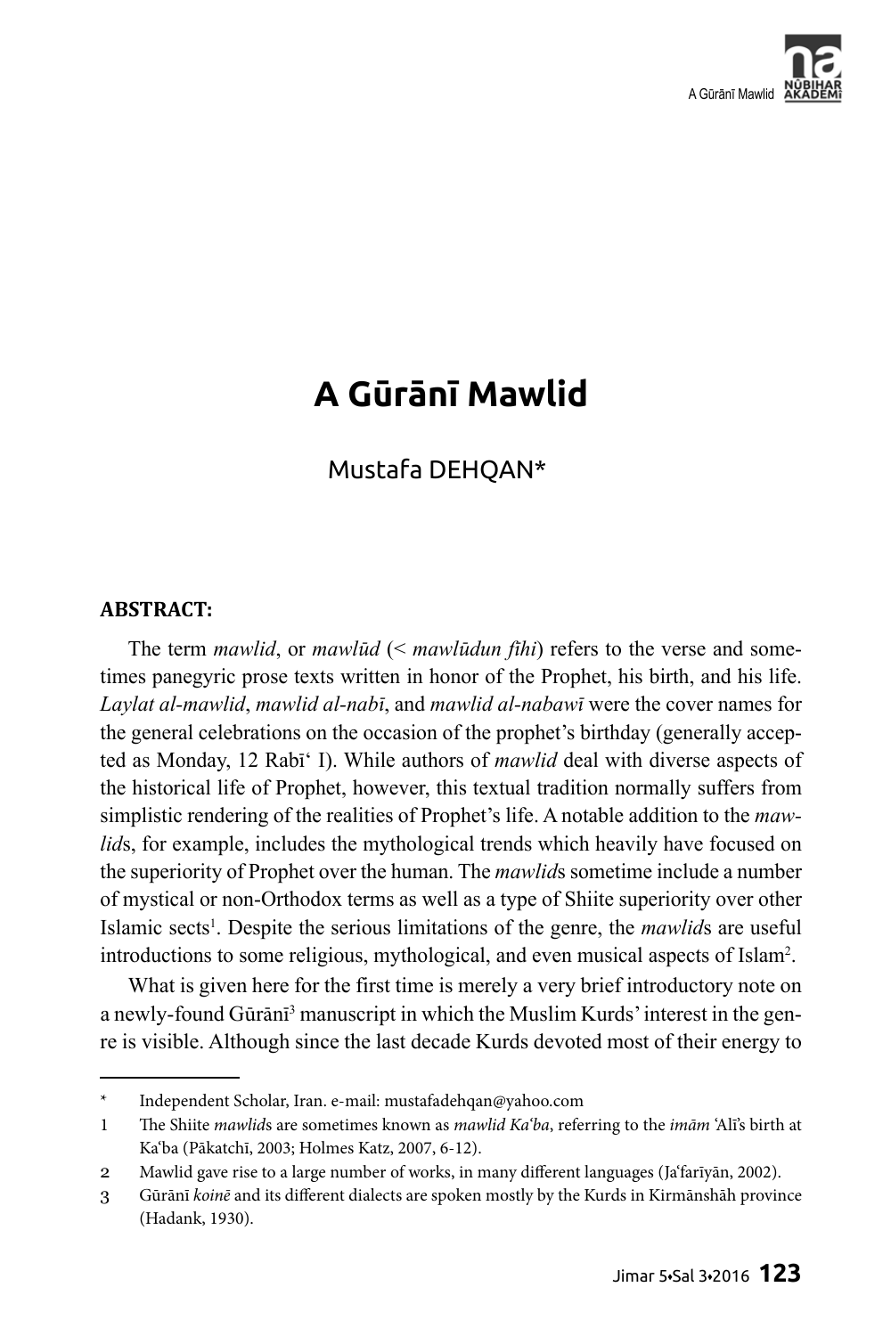# A Gūrānī Mawlid

Mustafa DEHQAN*

**ABSTRACT:**

The term *mawlid*, or *mawlūd* (< *mawlūdun fīhi*) refers to the verse and sometimes panegyric prose texts written in honor of the Prophet, his birth, and his life. *Laylat al-mawlid*, *mawlid al-nabī*, and *mawlid al-nabawī* were the cover names for the general celebrations on the occasion of the prophet's birthday (generally accepted as Monday, 12 Rabīʿ I). While authors of *mawlid* deal with diverse aspects of the historical life of Prophet, however, this textual tradition normally suffers from simplistic rendering of the realities of Prophet's life. A notable addition to the *mawlid*s, for example, includes the mythological trends which heavily have focused on the superiority of Prophet over the human. The *mawlid*s sometime include a number of mystical or non-Orthodox terms as well as a type of Shiite superiority over other Islamic sects[1]. Despite the serious limitations of the genre, the *mawlid*s are useful introductions to some religious, mythological, and even musical aspects of Islam[2].

What is given here for the first time is merely a very brief introductory note on a newly-found Gūrānī[3] manuscript in which the Muslim Kurds' interest in the genre is visible. Although since the last decade Kurds devoted most of their energy to

---

\* Independent Scholar, Iran. e-mail: mustafadehqan@yahoo.com

1 The Shiite *mawlid*s are sometimes known as *mawlid Kaʿba*, referring to the *imām* ʿAlī's birth at Kaʿba (Pākatchī, 2003; Holmes Katz, 2007, 6-12).

2 Mawlid gave rise to a large number of works, in many different languages (Jaʿfarīyān, 2002).

3 Gūrānī *koinē* and its different dialects are spoken mostly by the Kurds in Kirmānshāh province (Hadank, 1930).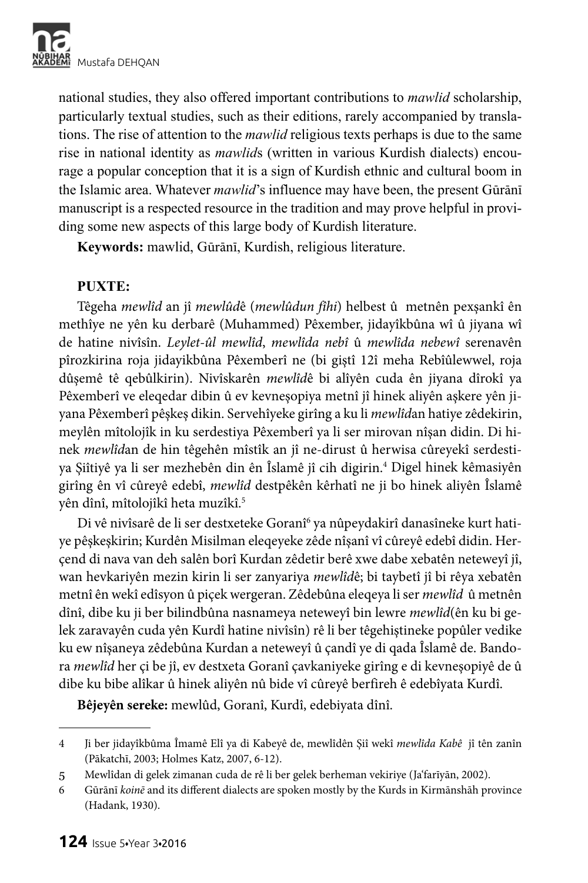national studies, they also offered important contributions to *mawlid* scholarship, particularly textual studies, such as their editions, rarely accompanied by translations. The rise of attention to the *mawlid* religious texts perhaps is due to the same rise in national identity as *mawlid*s (written in various Kurdish dialects) encourage a popular conception that it is a sign of Kurdish ethnic and cultural boom in the Islamic area. Whatever *mawlid*'s influence may have been, the present Gūrānī manuscript is a respected resource in the tradition and may prove helpful in providing some new aspects of this large body of Kurdish literature.

**Keywords:** mawlid, Gūrānī, Kurdish, religious literature.

**PUXTE:**

Têgeha *mewlîd* an jî *mewlûd*ê (*mewlûdun fîhi*) helbest û metnên pexşankî ên methîye ne yên ku derbarê (Muhammed) Pêxember, jidayîkbûna wî û jiyana wî de hatine nivîsîn. *Leylet-ûl mewlîd*, *mewlîda nebî* û *mewlîda nebewî* serenavên pîrozkirina roja jidayikbûna Pêxemberî ne (bi giştî 12î meha Rebîûlewwel, roja dûşemê tê qebûlkirin). Nivîskarên *mewlîd*ê bi alîyên cuda ên jiyana dîrokî ya Pêxemberî ve eleqedar dibin û ev kevneşopiya metnî jî hinek aliyên aşkere yên jiyana Pêxemberî pêşkeş dikin. Servehîyeke girîng a ku li *mewlîd*an hatiye zêdekirin, meylên mîtolojîk in ku serdestiya Pêxemberî ya li ser mirovan nîşan didin. Di hinek *mewlîd*an de hin têgehên mîstîk an jî ne-dirust û herwisa cûreyekî serdestiya Şiîtiyê ya li ser mezhebên din ên Îslamê jî cih digirin.[4] Digel hinek kêmasiyên girîng ên vî cûreyê edebî, *mewlîd* destpêkên kêrhatî ne ji bo hinek aliyên Îslamê yên dînî, mîtolojîkî heta muzîkî.[5]

Di vê nivîsarê de li ser destxeteke Goranî[6] ya nûpeydakirî danasîneke kurt hatiye pêşkeşkirin; Kurdên Misilman eleqeyeke zêde nîşanî vî cûreyê edebî didin. Herçend di nava van deh salên borî Kurdan zêdetir berê xwe dabe xebatên neteweyî jî, wan hevkariyên mezin kirin li ser zanyariya *mewlîd*ê; bi taybetî jî bi rêya xebatên metnî ên wekî edîsyon û piçek wergeran. Zêdebûna eleqeya li ser *mewlîd* û metnên dînî, dibe ku ji ber bilindbûna nasnameya neteweyî bin lewre *mewlîd*(ên ku bi gelek zaravayên cuda yên Kurdî hatine nivîsîn) rê li ber têgehiştineke popûler vedike ku ew nîşaneya zêdebûna Kurdan a neteweyî û çandî ye di qada Îslamê de. Bandora *mewlîd* her çi be jî, ev destxeta Goranî çavkaniyeke girîng e di kevneşopiyê de û dibe ku bibe alîkar û hinek aliyên nû bide vî cûreyê berfireh ê edebîyata Kurdî.

**Bêjeyên sereke:** mewlûd, Goranî, Kurdî, edebiyata dînî.

---

4 Ji ber jidayîkbûma Îmamê Elî ya di Kabeyê de, mewlîdên Şiî wekî *mewlîda Kabê* jî tên zanîn (Pākatchī, 2003; Holmes Katz, 2007, 6-12).

5 Mewlîdan di gelek zimanan cuda de rê li ber gelek berheman vekiriye (Ja'farīyān, 2002).

6 Gūrānī *koinē* and its different dialects are spoken mostly by the Kurds in Kirmānshāh province (Hadank, 1930).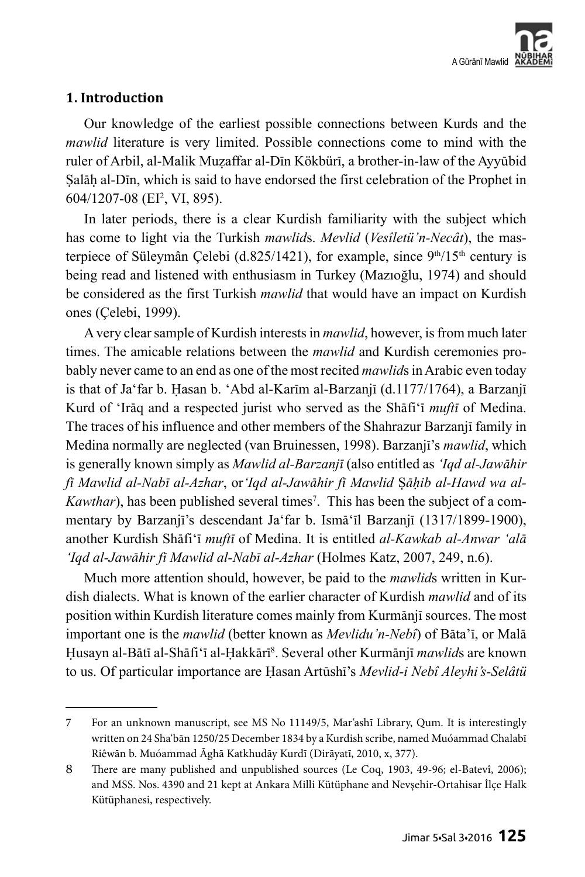## 1. Introduction

Our knowledge of the earliest possible connections between Kurds and the *mawlid* literature is very limited. Possible connections come to mind with the ruler of Arbil, al-Malik Muẓaffar al-Dīn Kökbürī, a brother-in-law of the Ayyūbid Ṣalāḥ al-Dīn, which is said to have endorsed the first celebration of the Prophet in 604/1207-08 (EI², VI, 895).

In later periods, there is a clear Kurdish familiarity with the subject which has come to light via the Turkish *mawlid*s. *Mevlid* (*Vesîletü'n-Necât*), the masterpiece of Süleymân Çelebi (d.825/1421), for example, since 9th/15th century is being read and listened with enthusiasm in Turkey (Mazıoğlu, 1974) and should be considered as the first Turkish *mawlid* that would have an impact on Kurdish ones (Çelebi, 1999).

A very clear sample of Kurdish interests in *mawlid*, however, is from much later times. The amicable relations between the *mawlid* and Kurdish ceremonies probably never came to an end as one of the most recited *mawlid*s in Arabic even today is that of Ja'far b. Ḥasan b. 'Abd al-Karīm al-Barzanjī (d.1177/1764), a Barzanjī Kurd of 'Irāq and a respected jurist who served as the Shāfi'ī *muftī* of Medina. The traces of his influence and other members of the Shahrazur Barzanjī family in Medina normally are neglected (van Bruinessen, 1998). Barzanjī's *mawlid*, which is generally known simply as *Mawlid al-Barzanjī* (also entitled as *'Iqd al-Jawāhir fī Mawlid al-Nabī al-Azhar*, or *'Iqd al-Jawāhir fī Mawlid Ṣāḥib al-Hawd wa al-Kawthar*), has been published several times[7]. This has been the subject of a commentary by Barzanjī's descendant Ja'far b. Ismā'īl Barzanjī (1317/1899-1900), another Kurdish Shāfi'ī *muftī* of Medina. It is entitled *al-Kawkab al-Anwar 'alā 'Iqd al-Jawāhir fī Mawlid al-Nabī al-Azhar* (Holmes Katz, 2007, 249, n.6).

Much more attention should, however, be paid to the *mawlid*s written in Kurdish dialects. What is known of the earlier character of Kurdish *mawlid* and of its position within Kurdish literature comes mainly from Kurmānjī sources. The most important one is the *mawlid* (better known as *Mevlidu'n-Nebî*) of Bāta'ī, or Malā Ḥusayn al-Bātī al-Shāfi'ī al-Ḥakkārī[8]. Several other Kurmānjī *mawlid*s are known to us. Of particular importance are Ḥasan Artūshī's *Mevlid-i Nebî Aleyhi's-Selâtü*

---

7 For an unknown manuscript, see MS No 11149/5, Mar'ashī Library, Qum. It is interestingly written on 24 Sha'bān 1250/25 December 1834 by a Kurdish scribe, named Muóammad Chalabī Riêwān b. Muóammad Āghā Katkhudāy Kurdī (Dirāyatī, 2010, x, 377).

8 There are many published and unpublished sources (Le Coq, 1903, 49-96; el-Batevî, 2006); and MSS. Nos. 4390 and 21 kept at Ankara Milli Kütüphane and Nevşehir-Ortahisar İlçe Halk Kütüphanesi, respectively.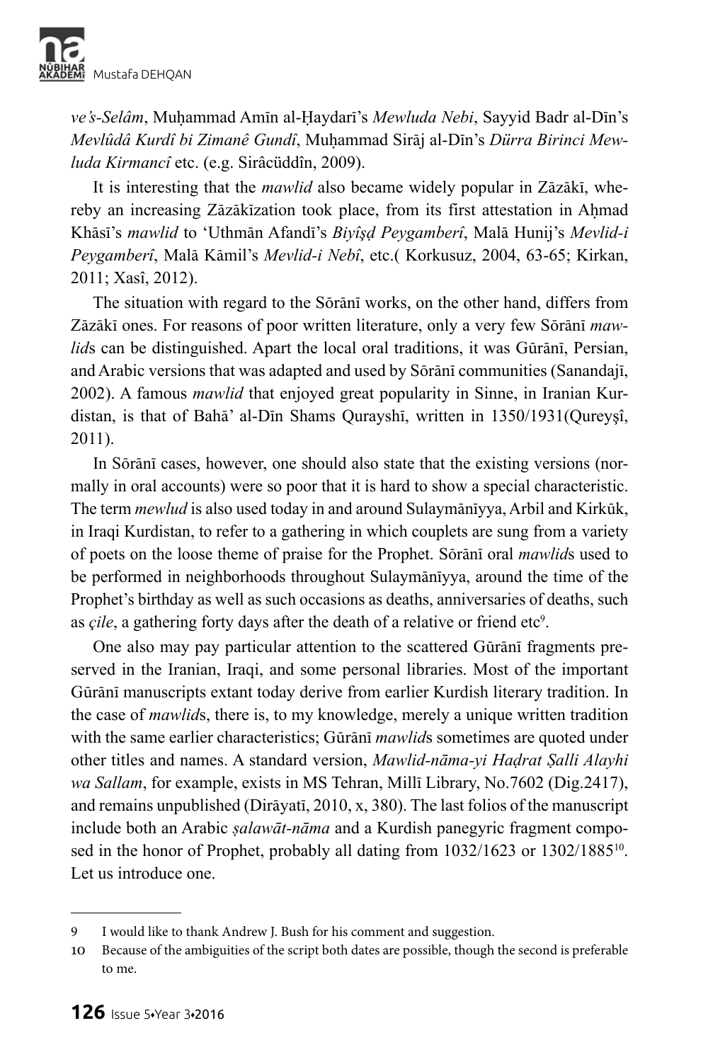*ve's-Selâm*, Muḥammad Amīn al-Ḥaydarī's *Mewluda Nebi*, Sayyid Badr al-Dīn's *Mevlûdâ Kurdî bi Zimanê Gundî*, Muḥammad Sirāj al-Dīn's *Dürra Birinci Mewluda Kirmancî* etc. (e.g. Sirâcüddîn, 2009).

It is interesting that the *mawlid* also became widely popular in Zāzākī, whereby an increasing Zāzākīzation took place, from its first attestation in Aḥmad Khāsī's *mawlid* to 'Uthmān Afandī's *Biyîşḍ Peygamberî*, Malā Hunij's *Mevlid-i Peygamberî*, Malā Kāmil's *Mevlid-i Nebî*, etc.( Korkusuz, 2004, 63-65; Kirkan, 2011; Xasî, 2012).

The situation with regard to the Sōrānī works, on the other hand, differs from Zāzākī ones. For reasons of poor written literature, only a very few Sōrānī *mawlid*s can be distinguished. Apart the local oral traditions, it was Gūrānī, Persian, and Arabic versions that was adapted and used by Sōrānī communities (Sanandajī, 2002). A famous *mawlid* that enjoyed great popularity in Sinne, in Iranian Kurdistan, is that of Bahā' al-Dīn Shams Qurayshī, written in 1350/1931(Qureyşî, 2011).

In Sōrānī cases, however, one should also state that the existing versions (normally in oral accounts) were so poor that it is hard to show a special characteristic. The term *mewlud* is also used today in and around Sulaymānīyya, Arbil and Kirkūk, in Iraqi Kurdistan, to refer to a gathering in which couplets are sung from a variety of poets on the loose theme of praise for the Prophet. Sōrānī oral *mawlid*s used to be performed in neighborhoods throughout Sulaymānīyya, around the time of the Prophet's birthday as well as such occasions as deaths, anniversaries of deaths, such as *çile*, a gathering forty days after the death of a relative or friend etc[9].

One also may pay particular attention to the scattered Gūrānī fragments preserved in the Iranian, Iraqi, and some personal libraries. Most of the important Gūrānī manuscripts extant today derive from earlier Kurdish literary tradition. In the case of *mawlid*s, there is, to my knowledge, merely a unique written tradition with the same earlier characteristics; Gūrānī *mawlid*s sometimes are quoted under other titles and names. A standard version, *Mawlid-nāma-yi Haḍrat Ṣalli Alayhi wa Sallam*, for example, exists in MS Tehran, Millī Library, No.7602 (Dig.2417), and remains unpublished (Dirāyatī, 2010, x, 380). The last folios of the manuscript include both an Arabic *ṣalawāt-nāma* and a Kurdish panegyric fragment composed in the honor of Prophet, probably all dating from 1032/1623 or 1302/1885[10]. Let us introduce one.

---

9 I would like to thank Andrew J. Bush for his comment and suggestion.

10 Because of the ambiguities of the script both dates are possible, though the second is preferable to me.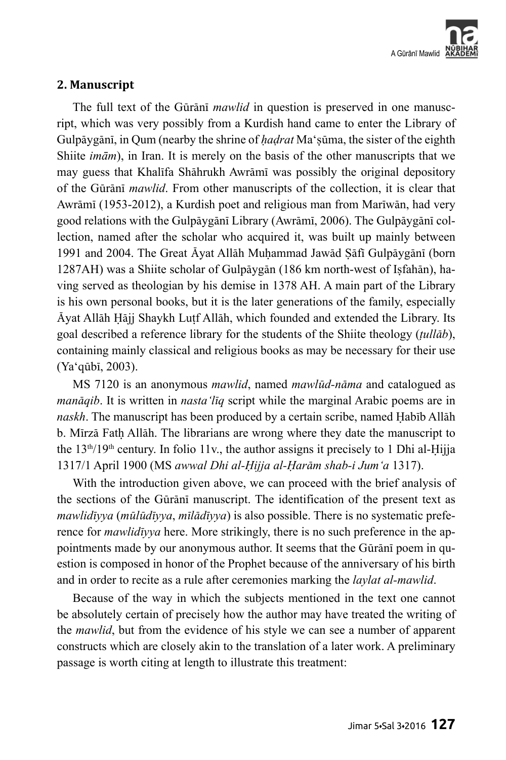## 2. Manuscript

The full text of the Gūrānī *mawlid* in question is preserved in one manuscript, which was very possibly from a Kurdish hand came to enter the Library of Gulpāygānī, in Qum (nearby the shrine of *ḥaḍrat* Maʿṣūma, the sister of the eighth Shiite *imām*), in Iran. It is merely on the basis of the other manuscripts that we may guess that Khalīfa Shāhrukh Awrāmī was possibly the original depository of the Gūrānī *mawlid*. From other manuscripts of the collection, it is clear that Awrāmī (1953-2012), a Kurdish poet and religious man from Marīwān, had very good relations with the Gulpāygānī Library (Awrāmī, 2006). The Gulpāygānī collection, named after the scholar who acquired it, was built up mainly between 1991 and 2004. The Great Āyat Allāh Muḥammad Jawād Ṣāfī Gulpāygānī (born 1287AH) was a Shiite scholar of Gulpāygān (186 km north-west of Iṣfahān), having served as theologian by his demise in 1378 AH. A main part of the Library is his own personal books, but it is the later generations of the family, especially Āyat Allāh Ḥājj Shaykh Luṭf Allāh, which founded and extended the Library. Its goal described a reference library for the students of the Shiite theology (*ṭullāb*), containing mainly classical and religious books as may be necessary for their use (Yaʿqūbī, 2003).

MS 7120 is an anonymous *mawlid*, named *mawlūd-nāma* and catalogued as *manāqib*. It is written in *nastaʿlīq* script while the marginal Arabic poems are in *naskh*. The manuscript has been produced by a certain scribe, named Ḥabīb Allāh b. Mīrzā Fatḥ Allāh. The librarians are wrong where they date the manuscript to the 13th/19th century. In folio 11v., the author assigns it precisely to 1 Dhi al-Ḥijja 1317/1 April 1900 (MS *awwal Dhi al-Ḥijja al-Ḥarām shab-i Jumʿa* 1317).

With the introduction given above, we can proceed with the brief analysis of the sections of the Gūrānī manuscript. The identification of the present text as *mawlidīyya* (*mūlūdīyya*, *mīlādīyya*) is also possible. There is no systematic preference for *mawlidīyya* here. More strikingly, there is no such preference in the appointments made by our anonymous author. It seems that the Gūrānī poem in question is composed in honor of the Prophet because of the anniversary of his birth and in order to recite as a rule after ceremonies marking the *laylat al-mawlid*.

Because of the way in which the subjects mentioned in the text one cannot be absolutely certain of precisely how the author may have treated the writing of the *mawlid*, but from the evidence of his style we can see a number of apparent constructs which are closely akin to the translation of a later work. A preliminary passage is worth citing at length to illustrate this treatment: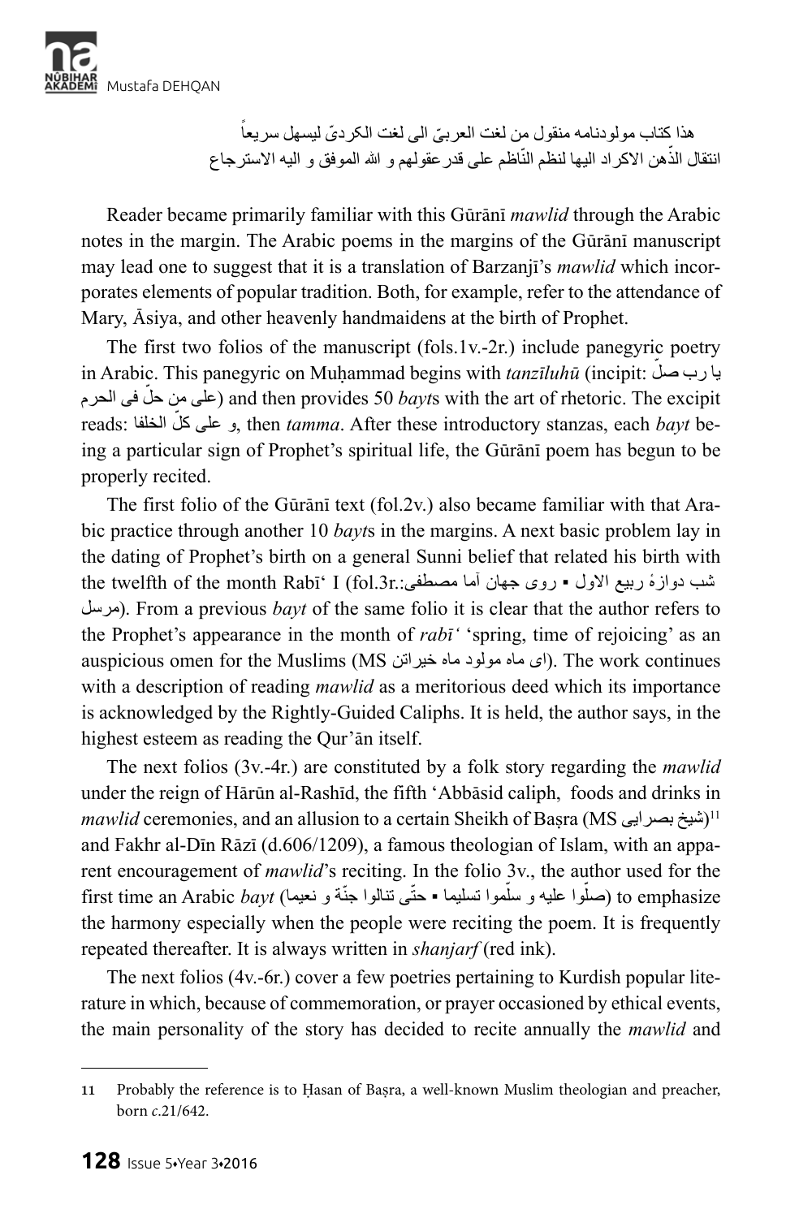هذا كتاب مولودنامه منقول من لغت العربیّ الی لغت الکردیّ لیسهل سریعاً
انتقال الذّهن الاکراد الیها لنظم النّاظم علی قدرعقولهم و الله الموفق و الیه الاسترجاع

Reader became primarily familiar with this Gūrānī *mawlid* through the Arabic notes in the margin. The Arabic poems in the margins of the Gūrānī manuscript may lead one to suggest that it is a translation of Barzanjī's *mawlid* which incorporates elements of popular tradition. Both, for example, refer to the attendance of Mary, Āsiya, and other heavenly handmaidens at the birth of Prophet.

The first two folios of the manuscript (fols.1v.-2r.) include panegyric poetry in Arabic. This panegyric on Muḥammad begins with *tanzīluhū* (incipit: یا رب صلّ علی من حلّ فی الحرم) and then provides 50 *bayt*s with the art of rhetoric. The excipit reads: و علی کلّ الخلفا, then *tamma*. After these introductory stanzas, each *bayt* being a particular sign of Prophet's spiritual life, the Gūrānī poem has begun to be properly recited.

The first folio of the Gūrānī text (fol.2v.) also became familiar with that Arabic practice through another 10 *bayt*s in the margins. A next basic problem lay in the dating of Prophet's birth on a general Sunni belief that related his birth with the twelfth of the month Rabī' I (fol.3r.:شب دوازهٔ ربیع الاول ▪ روی جهان آما مصطفی مرسل). From a previous *bayt* of the same folio it is clear that the author refers to the Prophet's appearance in the month of *rabī'* 'spring, time of rejoicing' as an auspicious omen for the Muslims (MS ای ماه مولود ماه خیراتن). The work continues with a description of reading *mawlid* as a meritorious deed which its importance is acknowledged by the Rightly-Guided Caliphs. It is held, the author says, in the highest esteem as reading the Qur'ān itself.

The next folios (3v.-4r.) are constituted by a folk story regarding the *mawlid* under the reign of Hārūn al-Rashīd, the fifth 'Abbāsid caliph, foods and drinks in *mawlid* ceremonies, and an allusion to a certain Sheikh of Baṣra (MS شیخ بصرایی)[11] and Fakhr al-Dīn Rāzī (d.606/1209), a famous theologian of Islam, with an apparent encouragement of *mawlid*'s reciting. In the folio 3v., the author used for the first time an Arabic *bayt* (صلّوا علیه و سلّموا تسلیما ▪ حتّی تنالوا جنّة و نعیما) to emphasize the harmony especially when the people were reciting the poem. It is frequently repeated thereafter. It is always written in *shanjarf* (red ink).

The next folios (4v.-6r.) cover a few poetries pertaining to Kurdish popular literature in which, because of commemoration, or prayer occasioned by ethical events, the main personality of the story has decided to recite annually the *mawlid* and

---

11 Probably the reference is to Ḥasan of Baṣra, a well-known Muslim theologian and preacher, born *c.*21/642.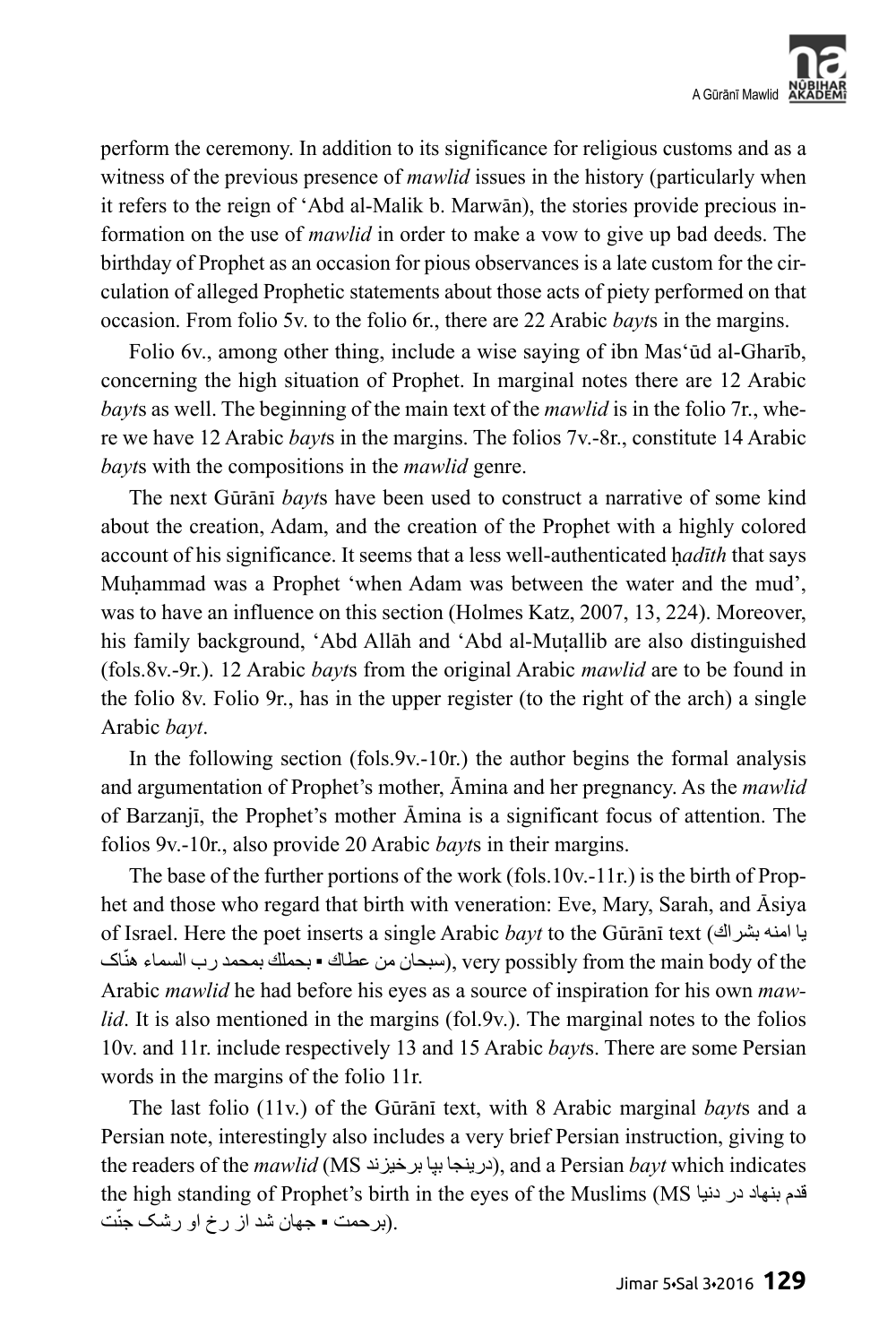perform the ceremony. In addition to its significance for religious customs and as a witness of the previous presence of *mawlid* issues in the history (particularly when it refers to the reign of ʿAbd al-Malik b. Marwān), the stories provide precious information on the use of *mawlid* in order to make a vow to give up bad deeds. The birthday of Prophet as an occasion for pious observances is a late custom for the circulation of alleged Prophetic statements about those acts of piety performed on that occasion. From folio 5v. to the folio 6r., there are 22 Arabic *bayt*s in the margins.

Folio 6v., among other thing, include a wise saying of ibn Masʿūd al-Gharīb, concerning the high situation of Prophet. In marginal notes there are 12 Arabic *bayt*s as well. The beginning of the main text of the *mawlid* is in the folio 7r., where we have 12 Arabic *bayt*s in the margins. The folios 7v.-8r., constitute 14 Arabic *bayt*s with the compositions in the *mawlid* genre.

The next Gūrānī *bayt*s have been used to construct a narrative of some kind about the creation, Adam, and the creation of the Prophet with a highly colored account of his significance. It seems that a less well-authenticated ḥ*adīth* that says Muḥammad was a Prophet 'when Adam was between the water and the mud', was to have an influence on this section (Holmes Katz, 2007, 13, 224). Moreover, his family background, ʿAbd Allāh and ʿAbd al-Muṭallib are also distinguished (fols.8v.-9r.). 12 Arabic *bayt*s from the original Arabic *mawlid* are to be found in the folio 8v. Folio 9r., has in the upper register (to the right of the arch) a single Arabic *bayt*.

In the following section (fols.9v.-10r.) the author begins the formal analysis and argumentation of Prophet's mother, Āmina and her pregnancy. As the *mawlid* of Barzanjī, the Prophet's mother Āmina is a significant focus of attention. The folios 9v.-10r., also provide 20 Arabic *bayt*s in their margins.

The base of the further portions of the work (fols.10v.-11r.) is the birth of Prophet and those who regard that birth with veneration: Eve, Mary, Sarah, and Āsiya of Israel. Here the poet inserts a single Arabic *bayt* to the Gūrānī text (يا امنه بشراك سبحان من عطاك ▪ بحملك بمحمد رب السماء هنّاك), very possibly from the main body of the Arabic *mawlid* he had before his eyes as a source of inspiration for his own *mawlid*. It is also mentioned in the margins (fol.9v.). The marginal notes to the folios 10v. and 11r. include respectively 13 and 15 Arabic *bayt*s. There are some Persian words in the margins of the folio 11r.

The last folio (11v.) of the Gūrānī text, with 8 Arabic marginal *bayt*s and a Persian note, interestingly also includes a very brief Persian instruction, giving to the readers of the *mawlid* (MS درینجا بپا برخیزند), and a Persian *bayt* which indicates the high standing of Prophet's birth in the eyes of the Muslims (MS قدم بنهاد در دنیا برحمت ▪ جهان شد از رخ او رشک جنّت).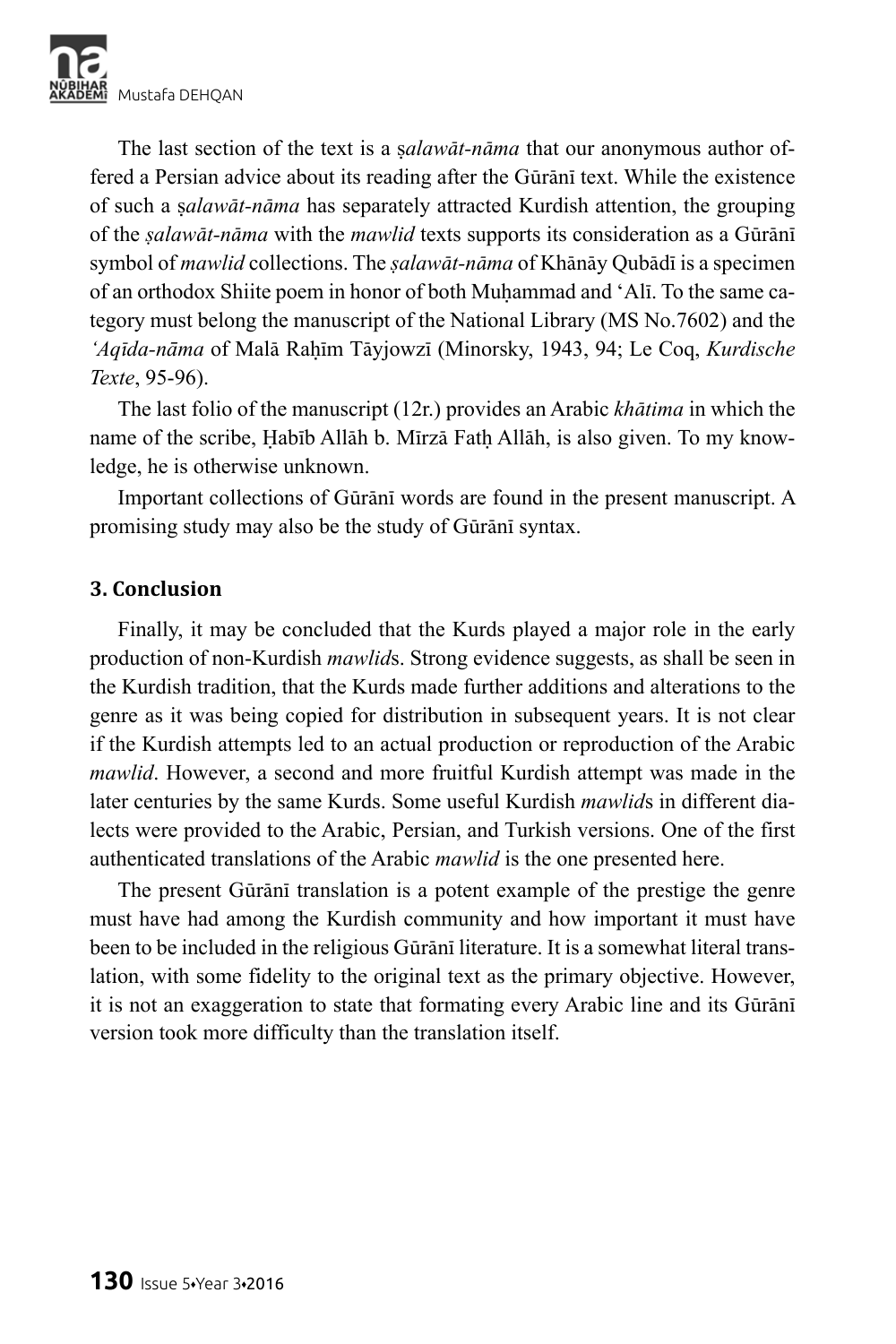The last section of the text is a *ṣalawāt-nāma* that our anonymous author offered a Persian advice about its reading after the Gūrānī text. While the existence of such a *ṣalawāt-nāma* has separately attracted Kurdish attention, the grouping of the *ṣalawāt-nāma* with the *mawlid* texts supports its consideration as a Gūrānī symbol of *mawlid* collections. The *ṣalawāt-nāma* of Khānāy Qubādī is a specimen of an orthodox Shiite poem in honor of both Muḥammad and ʻAlī. To the same category must belong the manuscript of the National Library (MS No.7602) and the *ʻAqīda-nāma* of Malā Raḥīm Tāyjowzī (Minorsky, 1943, 94; Le Coq, *Kurdische Texte*, 95-96).

The last folio of the manuscript (12r.) provides an Arabic *khātima* in which the name of the scribe, Ḥabīb Allāh b. Mīrzā Fatḥ Allāh, is also given. To my knowledge, he is otherwise unknown.

Important collections of Gūrānī words are found in the present manuscript. A promising study may also be the study of Gūrānī syntax.

### 3. Conclusion

Finally, it may be concluded that the Kurds played a major role in the early production of non-Kurdish *mawlid*s. Strong evidence suggests, as shall be seen in the Kurdish tradition, that the Kurds made further additions and alterations to the genre as it was being copied for distribution in subsequent years. It is not clear if the Kurdish attempts led to an actual production or reproduction of the Arabic *mawlid*. However, a second and more fruitful Kurdish attempt was made in the later centuries by the same Kurds. Some useful Kurdish *mawlid*s in different dialects were provided to the Arabic, Persian, and Turkish versions. One of the first authenticated translations of the Arabic *mawlid* is the one presented here.

The present Gūrānī translation is a potent example of the prestige the genre must have had among the Kurdish community and how important it must have been to be included in the religious Gūrānī literature. It is a somewhat literal translation, with some fidelity to the original text as the primary objective. However, it is not an exaggeration to state that formating every Arabic line and its Gūrānī version took more difficulty than the translation itself.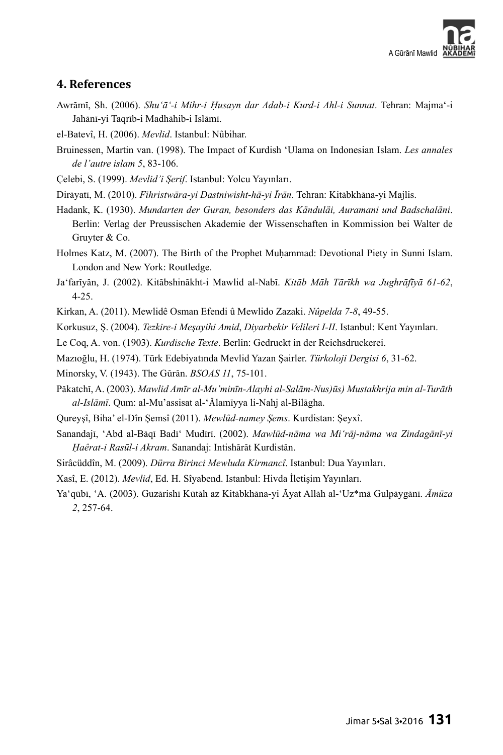## 4. References

Awrāmī, Sh. (2006). *Shu'ā'-i Mihr-i Ḥusayn dar Adab-i Kurd-i Ahl-i Sunnat*. Tehran: Majma'-i Jahānī-yi Taqrīb-i Madhāhib-i Islāmī.

el-Batevî, H. (2006). *Mevlid*. Istanbul: Nûbihar.

Bruinessen, Martin van. (1998). The Impact of Kurdish 'Ulama on Indonesian Islam. *Les annales de l'autre islam 5*, 83-106.

Çelebi, S. (1999). *Mevlid'i Şerif*. Istanbul: Yolcu Yayınları.

Dirāyatī, M. (2010). *Fihristwāra-yi Dastniwisht-hā-yi Īrān*. Tehran: Kitābkhāna-yi Majlis.

Hadank, K. (1930). *Mundarten der Guran, besonders das Kändulài, Auramani und Badschalàni*. Berlin: Verlag der Preussischen Akademie der Wissenschaften in Kommission bei Walter de Gruyter & Co.

Holmes Katz, M. (2007). The Birth of the Prophet Muḥammad: Devotional Piety in Sunni Islam. London and New York: Routledge.

Ja'farīyān, J. (2002). Kitābshināhkt-i Mawlid al-Nabī. *Kitāb Māh Tārīkh wa Jughrāfīyā 61-62*, 4-25.

Kirkan, A. (2011). Mewlidê Osman Efendi û Mewlido Zazaki. *Nûpelda 7-8*, 49-55.

Korkusuz, Ş. (2004). *Tezkire-i Meşayihi Amid*, *Diyarbekir Velileri I-II*. Istanbul: Kent Yayınları.

Le Coq, A. von. (1903). *Kurdische Texte*. Berlin: Gedruckt in der Reichsdruckerei.

Mazıoğlu, H. (1974). Türk Edebiyatında Mevlid Yazan Şairler. *Türkoloji Dergisi 6*, 31-62.

Minorsky, V. (1943). The Gūrān. *BSOAS 11*, 75-101.

Pākatchī, A. (2003). *Mawlid Amīr al-Mu'minīn-Alayhi al-Salām-Nus)ūs) Mustakhrija min al-Turāth al-Islāmī*. Qum: al-Mu'assisat al-'Ālamīyya li-Nahj al-Bilāgha.

Qureyşî, Biha' el-Dîn Şemsî (2011). *Mewlûd-namey Şems*. Kurdistan: Şeyxî.

Sanandajī, 'Abd al-Bāqī Badī' Mudīrī. (2002). *Mawlūd-nāma wa Mi'rāj-nāma wa Zindagānī-yi Ḥaêrat-i Rasūl-i Akram*. Sanandaj: Intishārāt Kurdistān.

Sirâcüddîn, M. (2009). *Dürra Birinci Mewluda Kirmancî*. Istanbul: Dua Yayınları.

Xasî, E. (2012). *Mevlid*, Ed. H. Sîyabend. Istanbul: Hivda İletişim Yayınları.

Ya'qūbī, 'A. (2003). Guzārishī Kūtāh az Kitābkhāna-yi Āyat Allāh al-'Uz*mā Gulpāygānī. *Āmūza 2*, 257-64.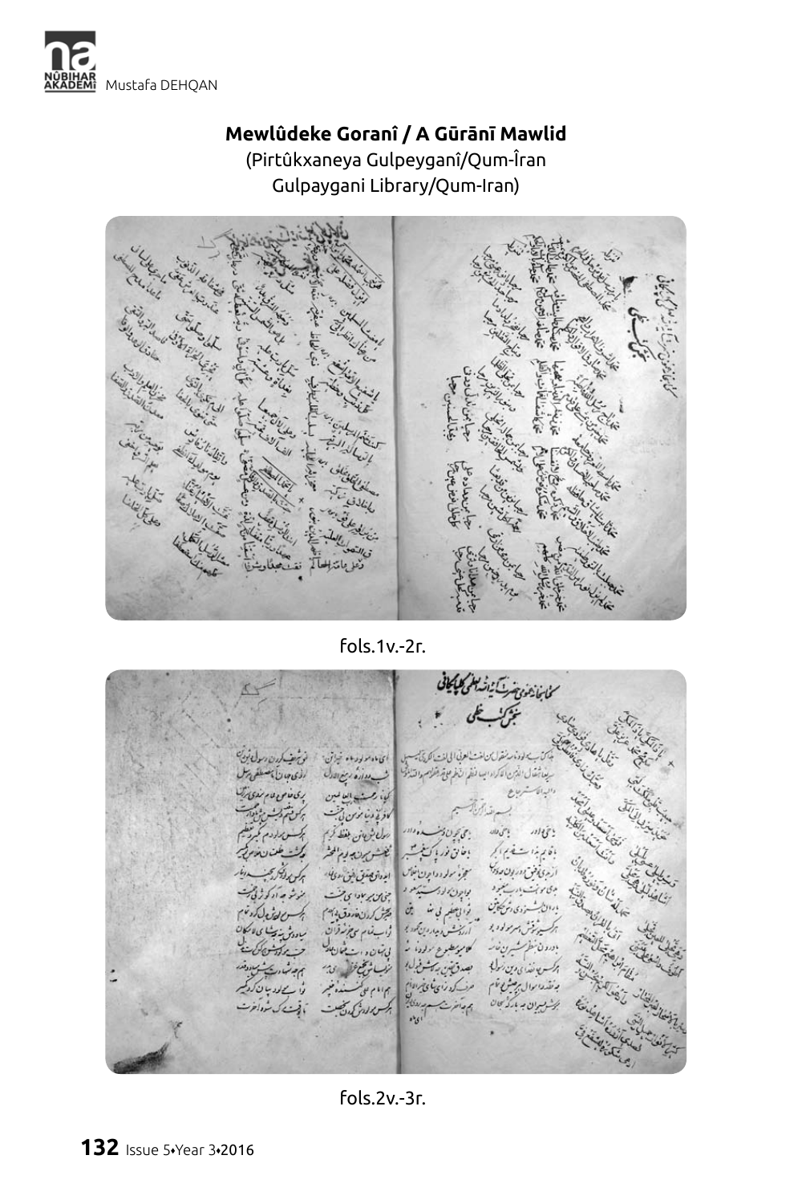**Mewlûdeke Goranî / A Gūrānī Mawlid**

(Pirtûkxaneya Gulpeyganî/Qum-Îran
Gulpaygani Library/Qum-Iran)

fols.1v.-2r.

fols.2v.-3r.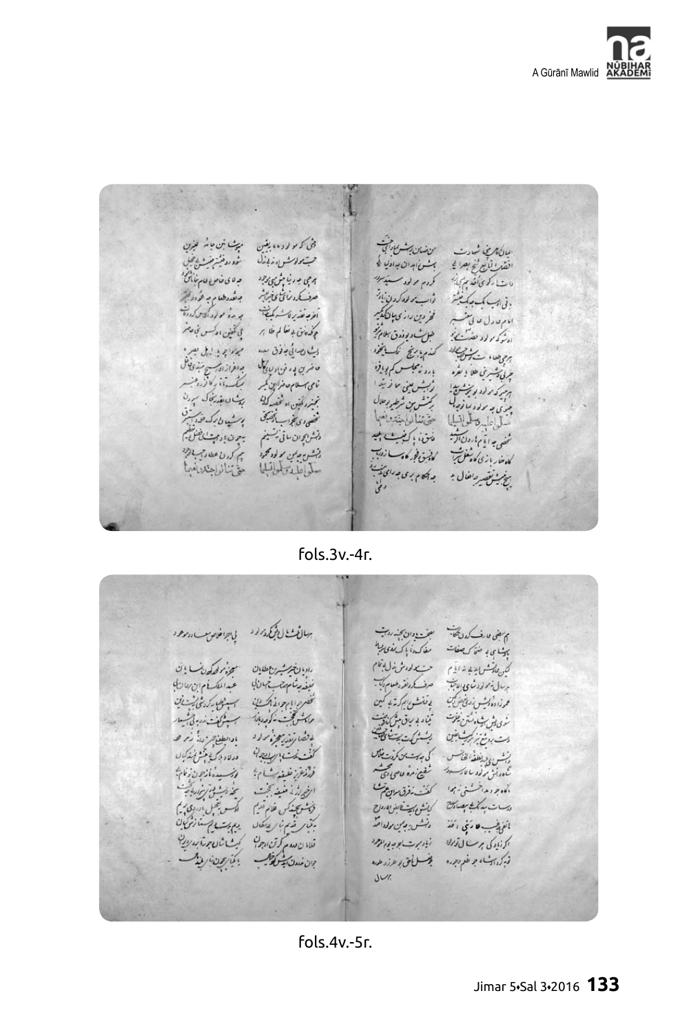fols.3v.-4r.

fols.4v.-5r.